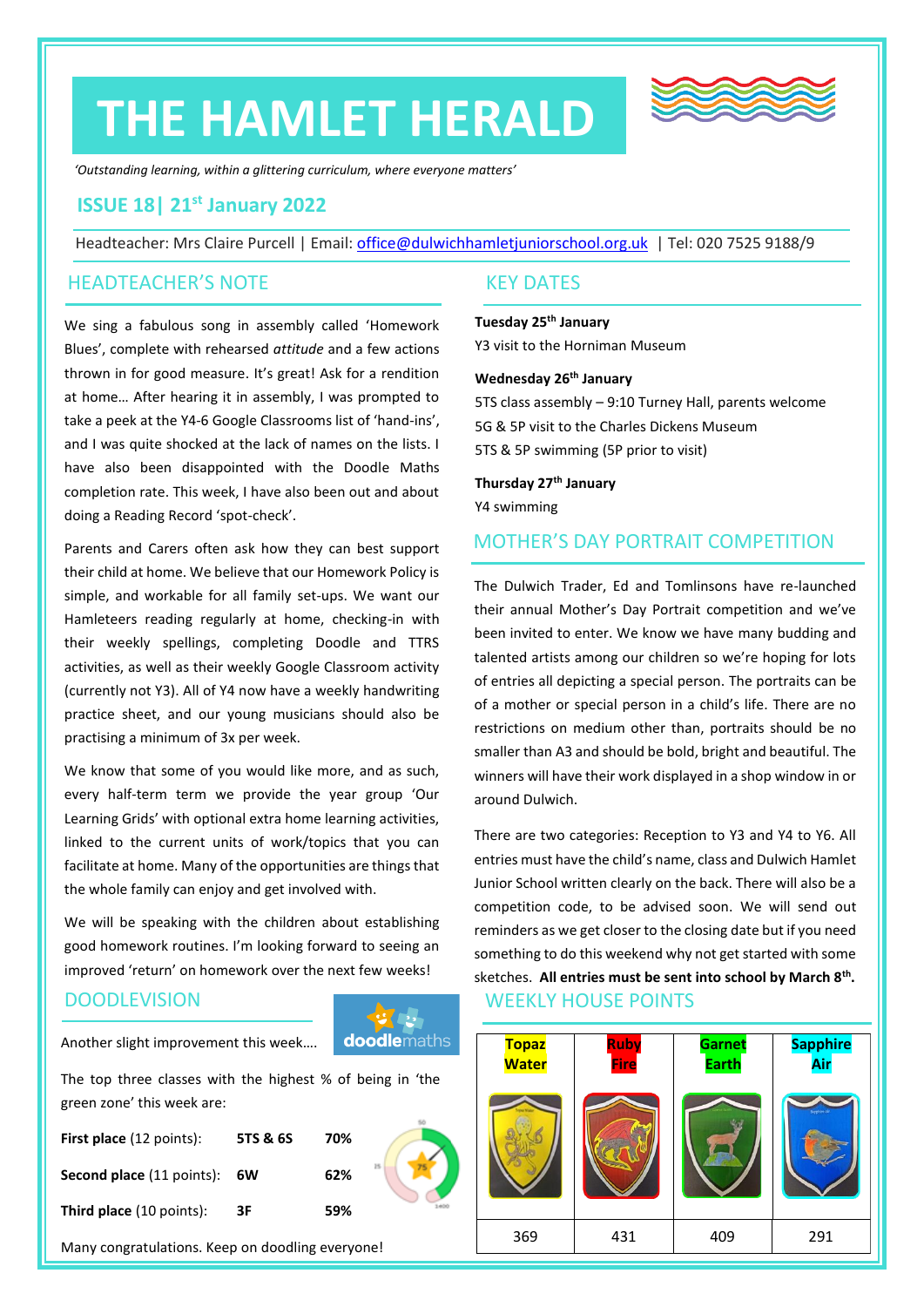# THE HAMLET HERALD

*'Outstanding learning, within a glittering curriculum, where everyone matters'*

## ISSUE 18| 21st January 2022

Headteacher: Mrs Claire Purcell | Email: office@dulwichhamletjuniorschool.org.uk | Tel: 020 7525 9188/9

## HEADTEACHER'S NOTE

We sing a fabulous song in assembly called 'Homework Blues', complete with rehearsed *attitude* and a few actions thrown in for good measure. It's great! Ask for a rendition at home… After hearing it in assembly, I was prompted to take a peek at the Y4-6 Google Classrooms list of 'hand-ins', and I was quite shocked at the lack of names on the lists. I have also been disappointed with the Doodle Maths completion rate. This week, I have also been out and about doing a Reading Record 'spot-check'.

Parents and Carers often ask how they can best support their child at home. We believe that our Homework Policy is simple, and workable for all family set-ups. We want our Hamleteers reading regularly at home, checking-in with their weekly spellings, completing Doodle and TTRS activities, as well as their weekly Google Classroom activity (currently not Y3). All of Y4 now have a weekly handwriting practice sheet, and our young musicians should also be practising a minimum of 3x per week.

We know that some of you would like more, and as such, every half-term term we provide the year group 'Our Learning Grids' with optional extra home learning activities, linked to the current units of work/topics that you can facilitate at home. Many of the opportunities are things that the whole family can enjoy and get involved with.

We will be speaking with the children about establishing good homework routines. I'm looking forward to seeing an improved 'return' on homework over the next few weeks!

## DOODLEVISION

Another slight improvement this week….

The top three classes with the highest % of being in 'the green zone' this week are:

| | | |
|---|---|---|
| **First place** (12 points): | **5TS & 6S** | **70%** |
| **Second place** (11 points): | **6W** | **62%** |
| **Third place** (10 points): | **3F** | **59%** |

Many congratulations. Keep on doodling everyone!

## KEY DATES

**Tuesday 25th January**
Y3 visit to the Horniman Museum

**Wednesday 26th January**
5TS class assembly – 9:10 Turney Hall, parents welcome
5G & 5P visit to the Charles Dickens Museum
5TS & 5P swimming (5P prior to visit)

**Thursday 27th January**
Y4 swimming

## MOTHER'S DAY PORTRAIT COMPETITION

The Dulwich Trader, Ed and Tomlinsons have re-launched their annual Mother's Day Portrait competition and we've been invited to enter. We know we have many budding and talented artists among our children so we're hoping for lots of entries all depicting a special person. The portraits can be of a mother or special person in a child's life. There are no restrictions on medium other than, portraits should be no smaller than A3 and should be bold, bright and beautiful. The winners will have their work displayed in a shop window in or around Dulwich.

There are two categories: Reception to Y3 and Y4 to Y6. All entries must have the child's name, class and Dulwich Hamlet Junior School written clearly on the back. There will also be a competition code, to be advised soon. We will send out reminders as we get closer to the closing date but if you need something to do this weekend why not get started with some sketches. **All entries must be sent into school by March 8th.**

## WEEKLY HOUSE POINTS

| Topaz Water | Ruby Fire | Garnet Earth | Sapphire Air |
|---|---|---|---|
| 369 | 431 | 409 | 291 |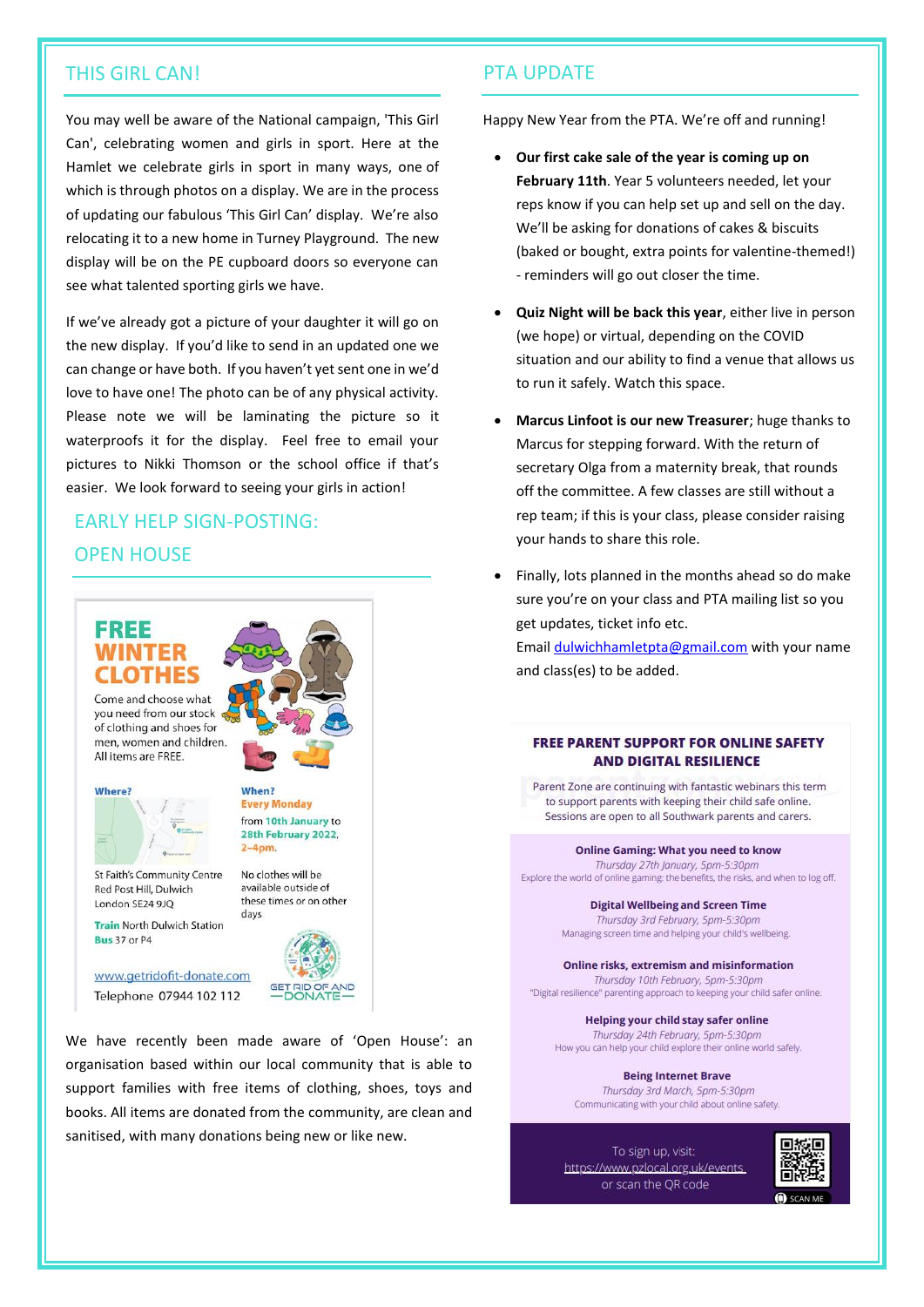## THIS GIRL CAN!

You may well be aware of the National campaign, 'This Girl Can', celebrating women and girls in sport. Here at the Hamlet we celebrate girls in sport in many ways, one of which is through photos on a display. We are in the process of updating our fabulous 'This Girl Can' display. We're also relocating it to a new home in Turney Playground. The new display will be on the PE cupboard doors so everyone can see what talented sporting girls we have.

If we've already got a picture of your daughter it will go on the new display. If you'd like to send in an updated one we can change or have both. If you haven't yet sent one in we'd love to have one! The photo can be of any physical activity. Please note we will be laminating the picture so it waterproofs it for the display. Feel free to email your pictures to Nikki Thomson or the school office if that's easier. We look forward to seeing your girls in action!

## EARLY HELP SIGN-POSTING: OPEN HOUSE

**FREE WINTER CLOTHES**

Come and choose what you need from our stock of clothing and shoes for men, women and children. All items are FREE.

**Where?**
St Faith's Community Centre
Red Post Hill, Dulwich
London SE24 9JQ

**Train** North Dulwich Station
**Bus** 37 or P4

**When?**
**Every Monday**
from **10th January** to **28th February 2022**, **2–4pm.**

No clothes will be available outside of these times or on other days

www.getridofit-donate.com
Telephone 07944 102 112

GET RID OF AND DONATE

We have recently been made aware of 'Open House': an organisation based within our local community that is able to support families with free items of clothing, shoes, toys and books. All items are donated from the community, are clean and sanitised, with many donations being new or like new.

## PTA UPDATE

Happy New Year from the PTA. We're off and running!

- **Our first cake sale of the year is coming up on February 11th**. Year 5 volunteers needed, let your reps know if you can help set up and sell on the day. We'll be asking for donations of cakes & biscuits (baked or bought, extra points for valentine-themed!) - reminders will go out closer the time.
- **Quiz Night will be back this year**, either live in person (we hope) or virtual, depending on the COVID situation and our ability to find a venue that allows us to run it safely. Watch this space.
- **Marcus Linfoot is our new Treasurer**; huge thanks to Marcus for stepping forward. With the return of secretary Olga from a maternity break, that rounds off the committee. A few classes are still without a rep team; if this is your class, please consider raising your hands to share this role.
- Finally, lots planned in the months ahead so do make sure you're on your class and PTA mailing list so you get updates, ticket info etc.
  Email dulwichhamletpta@gmail.com with your name and class(es) to be added.

**FREE PARENT SUPPORT FOR ONLINE SAFETY AND DIGITAL RESILIENCE**

Parent Zone are continuing with fantastic webinars this term to support parents with keeping their child safe online. Sessions are open to all Southwark parents and carers.

**Online Gaming: What you need to know**
*Thursday 27th January, 5pm-5:30pm*
Explore the world of online gaming: the benefits, the risks, and when to log off.

**Digital Wellbeing and Screen Time**
*Thursday 3rd February, 5pm-5:30pm*
Managing screen time and helping your child's wellbeing.

**Online risks, extremism and misinformation**
*Thursday 10th February, 5pm-5:30pm*
"Digital resilience" parenting approach to keeping your child safer online.

**Helping your child stay safer online**
*Thursday 24th February, 5pm-5:30pm*
How you can help your child explore their online world safely.

**Being Internet Brave**
*Thursday 3rd March, 5pm-5:30pm*
Communicating with your child about online safety.

To sign up, visit: https://www.pzlocal.org.uk/events or scan the QR code

SCAN ME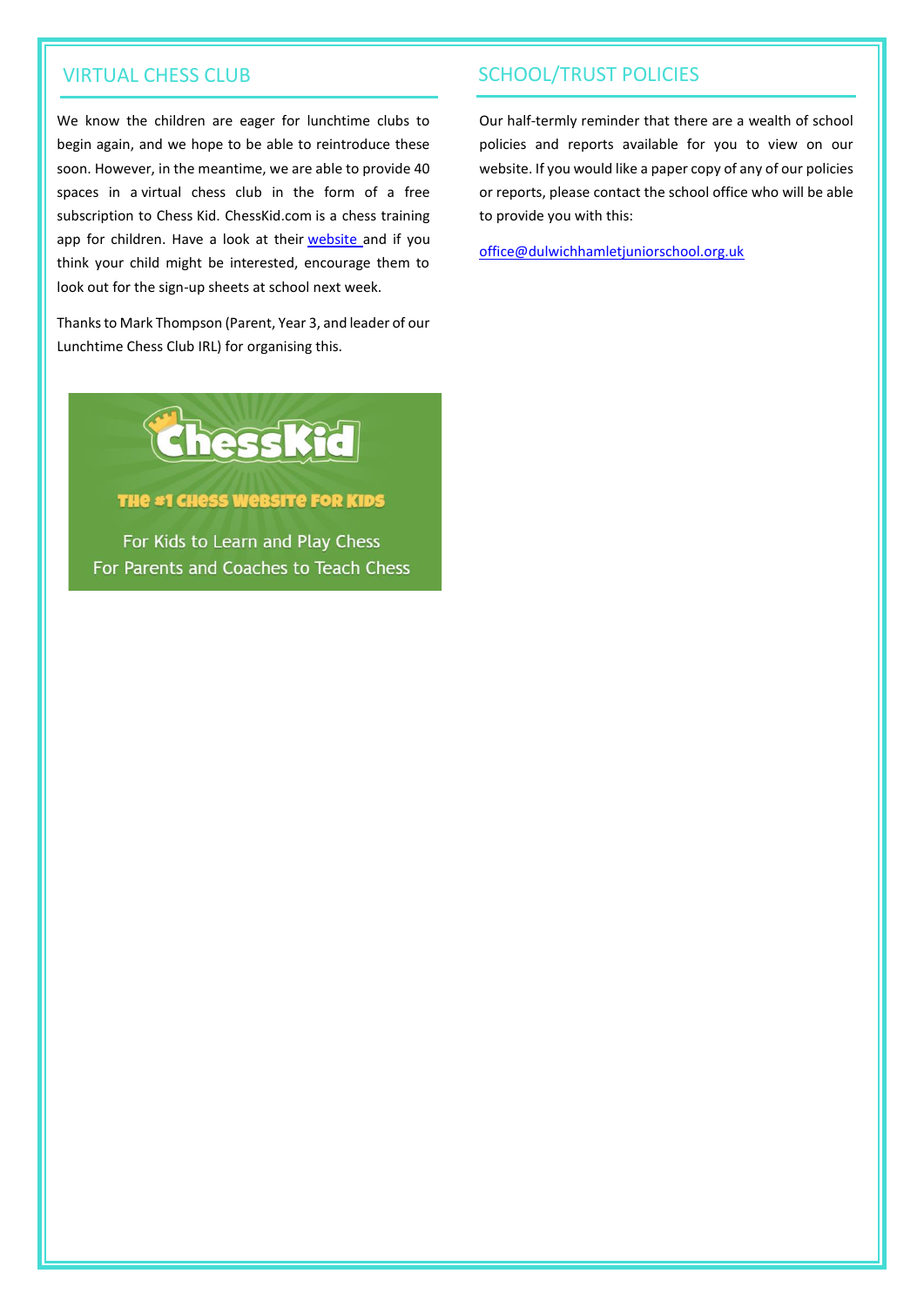## VIRTUAL CHESS CLUB

We know the children are eager for lunchtime clubs to begin again, and we hope to be able to reintroduce these soon. However, in the meantime, we are able to provide 40 spaces in a virtual chess club in the form of a free subscription to Chess Kid. ChessKid.com is a chess training app for children. Have a look at their website and if you think your child might be interested, encourage them to look out for the sign-up sheets at school next week.

Thanks to Mark Thompson (Parent, Year 3, and leader of our Lunchtime Chess Club IRL) for organising this.

ChessKid

THE #1 CHESS WEBSITE FOR KIDS

For Kids to Learn and Play Chess
For Parents and Coaches to Teach Chess

## SCHOOL/TRUST POLICIES

Our half-termly reminder that there are a wealth of school policies and reports available for you to view on our website. If you would like a paper copy of any of our policies or reports, please contact the school office who will be able to provide you with this:

office@dulwichhamletjuniorschool.org.uk